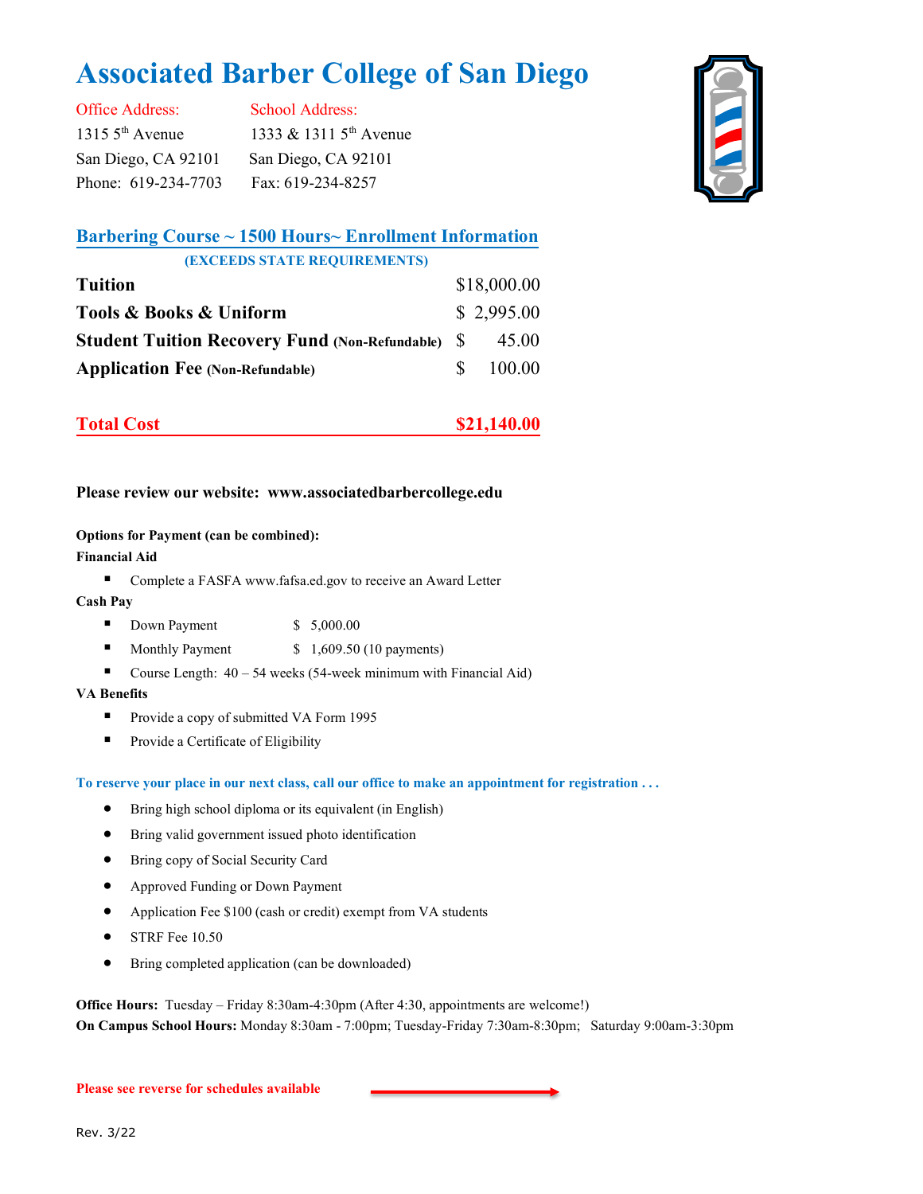# Associated Barber College of San Diego

| Office Address: | School Address: |
| --- | --- |
| 1315 5th Avenue | 1333 & 1311 5th Avenue |
| San Diego, CA 92101 | San Diego, CA 92101 |
| Phone: 619-234-7703 | Fax: 619-234-8257 |

## Barbering Course ~ 1500 Hours~ Enrollment Information

**(EXCEEDS STATE REQUIREMENTS)**

| | |
| --- | --- |
| **Tuition** | $18,000.00 |
| **Tools & Books & Uniform** | $ 2,995.00 |
| **Student Tuition Recovery Fund (Non-Refundable)** | $ 45.00 |
| **Application Fee (Non-Refundable)** | $ 100.00 |
| **Total Cost** | **$21,140.00** |

**Please review our website: www.associatedbarbercollege.edu**

**Options for Payment (can be combined):**

**Financial Aid**

- Complete a FASFA www.fafsa.ed.gov to receive an Award Letter

**Cash Pay**

- Down Payment $ 5,000.00
- Monthly Payment $ 1,609.50 (10 payments)
- Course Length: 40 – 54 weeks (54-week minimum with Financial Aid)

**VA Benefits**

- Provide a copy of submitted VA Form 1995
- Provide a Certificate of Eligibility

**To reserve your place in our next class, call our office to make an appointment for registration . . .**

- Bring high school diploma or its equivalent (in English)
- Bring valid government issued photo identification
- Bring copy of Social Security Card
- Approved Funding or Down Payment
- Application Fee $100 (cash or credit) exempt from VA students
- STRF Fee 10.50
- Bring completed application (can be downloaded)

**Office Hours:** Tuesday – Friday 8:30am-4:30pm (After 4:30, appointments are welcome!)

**On Campus School Hours:** Monday 8:30am - 7:00pm; Tuesday-Friday 7:30am-8:30pm; Saturday 9:00am-3:30pm

**Please see reverse for schedules available** →

Rev. 3/22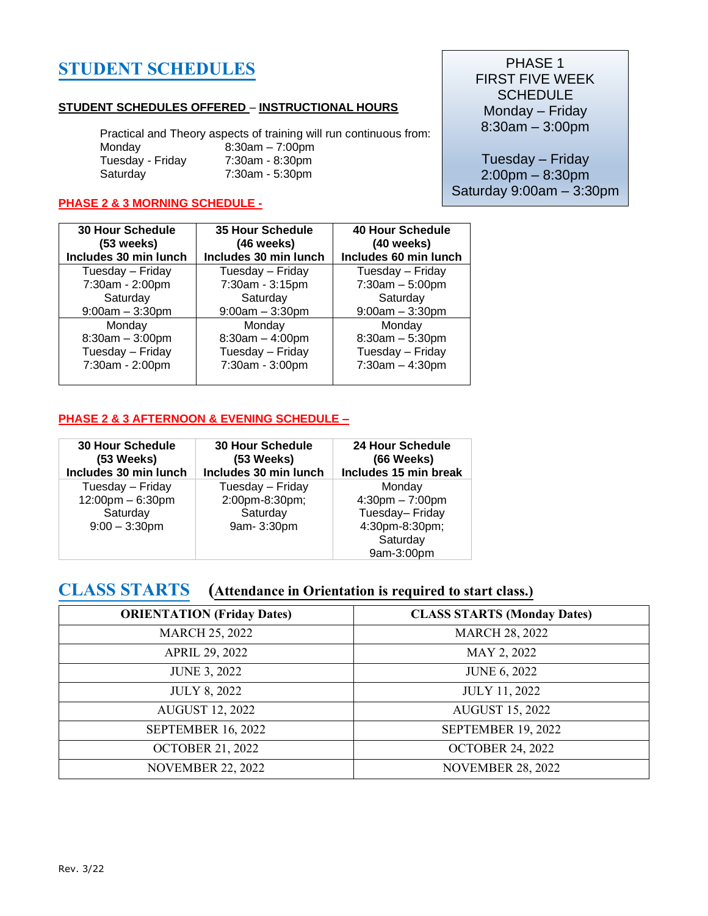## STUDENT SCHEDULES

**STUDENT SCHEDULES OFFERED – INSTRUCTIONAL HOURS**

Practical and Theory aspects of training will run continuous from:

| | |
|---|---|
| Monday | 8:30am – 7:00pm |
| Tuesday - Friday | 7:30am - 8:30pm |
| Saturday | 7:30am - 5:30pm |

PHASE 1
FIRST FIVE WEEK SCHEDULE
Monday – Friday
8:30am – 3:00pm

Tuesday – Friday
2:00pm – 8:30pm
Saturday 9:00am – 3:30pm

**PHASE 2 & 3 MORNING SCHEDULE -**

| 30 Hour Schedule (53 weeks) Includes 30 min lunch | 35 Hour Schedule (46 weeks) Includes 30 min lunch | 40 Hour Schedule (40 weeks) Includes 60 min lunch |
|---|---|---|
| Tuesday – Friday 7:30am - 2:00pm Saturday 9:00am – 3:30pm | Tuesday – Friday 7:30am - 3:15pm Saturday 9:00am – 3:30pm | Tuesday – Friday 7:30am – 5:00pm Saturday 9:00am – 3:30pm |
| Monday 8:30am – 3:00pm Tuesday – Friday 7:30am - 2:00pm | Monday 8:30am – 4:00pm Tuesday – Friday 7:30am - 3:00pm | Monday 8:30am – 5:30pm Tuesday – Friday 7:30am – 4:30pm |

**PHASE 2 & 3 AFTERNOON & EVENING SCHEDULE –**

| 30 Hour Schedule (53 Weeks) Includes 30 min lunch | 30 Hour Schedule (53 Weeks) Includes 30 min lunch | 24 Hour Schedule (66 Weeks) Includes 15 min break |
|---|---|---|
| Tuesday – Friday 12:00pm – 6:30pm Saturday 9:00 – 3:30pm | Tuesday – Friday 2:00pm-8:30pm; Saturday 9am- 3:30pm | Monday 4:30pm – 7:00pm Tuesday– Friday 4:30pm-8:30pm; Saturday 9am-3:00pm |

## CLASS STARTS (Attendance in Orientation is required to start class.)

| ORIENTATION (Friday Dates) | CLASS STARTS (Monday Dates) |
|---|---|
| MARCH 25, 2022 | MARCH 28, 2022 |
| APRIL 29, 2022 | MAY 2, 2022 |
| JUNE 3, 2022 | JUNE 6, 2022 |
| JULY 8, 2022 | JULY 11, 2022 |
| AUGUST 12, 2022 | AUGUST 15, 2022 |
| SEPTEMBER 16, 2022 | SEPTEMBER 19, 2022 |
| OCTOBER 21, 2022 | OCTOBER 24, 2022 |
| NOVEMBER 22, 2022 | NOVEMBER 28, 2022 |

Rev. 3/22